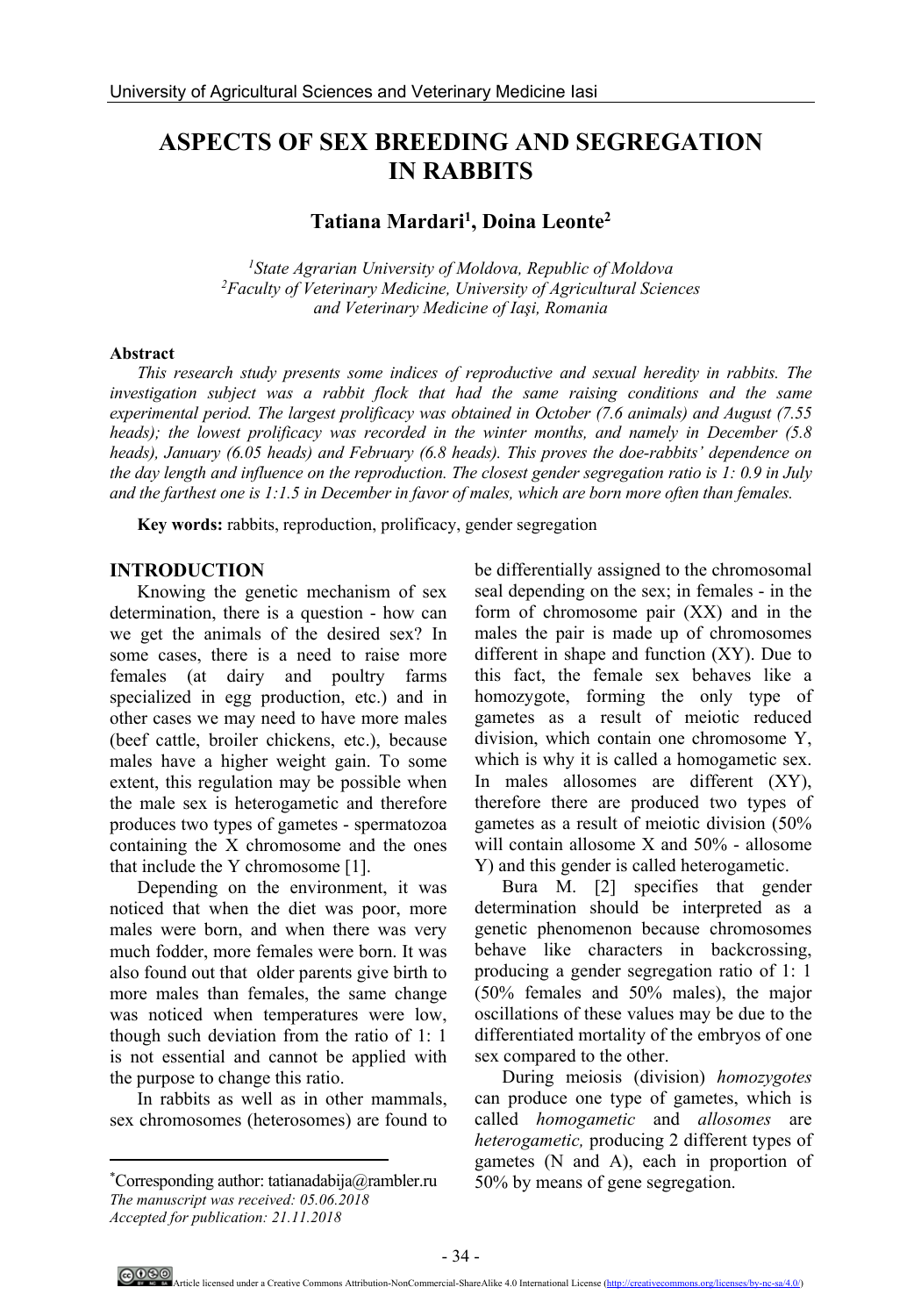# ASPECTS OF SEX BREEDING AND SEGREGATION IN RABBITS

**Tatiana Mardari[1], Doina Leonte[2]**

*[1]State Agrarian University of Moldova, Republic of Moldova*
*[2]Faculty of Veterinary Medicine, University of Agricultural Sciences and Veterinary Medicine of Iaşi, Romania*

### Abstract

*This research study presents some indices of reproductive and sexual heredity in rabbits. The investigation subject was a rabbit flock that had the same raising conditions and the same experimental period. The largest prolificacy was obtained in October (7.6 animals) and August (7.55 heads); the lowest prolificacy was recorded in the winter months, and namely in December (5.8 heads), January (6.05 heads) and February (6.8 heads). This proves the doe-rabbits' dependence on the day length and influence on the reproduction. The closest gender segregation ratio is 1: 0.9 in July and the farthest one is 1:1.5 in December in favor of males, which are born more often than females.*

**Key words:** rabbits, reproduction, prolificacy, gender segregation

## INTRODUCTION

Knowing the genetic mechanism of sex determination, there is a question - how can we get the animals of the desired sex? In some cases, there is a need to raise more females (at dairy and poultry farms specialized in egg production, etc.) and in other cases we may need to have more males (beef cattle, broiler chickens, etc.), because males have a higher weight gain. To some extent, this regulation may be possible when the male sex is heterogametic and therefore produces two types of gametes - spermatozoa containing the X chromosome and the ones that include the Y chromosome [1].

Depending on the environment, it was noticed that when the diet was poor, more males were born, and when there was very much fodder, more females were born. It was also found out that older parents give birth to more males than females, the same change was noticed when temperatures were low, though such deviation from the ratio of 1: 1 is not essential and cannot be applied with the purpose to change this ratio.

In rabbits as well as in other mammals, sex chromosomes (heterosomes) are found to be differentially assigned to the chromosomal seal depending on the sex; in females - in the form of chromosome pair (XX) and in the males the pair is made up of chromosomes different in shape and function (XY). Due to this fact, the female sex behaves like a homozygote, forming the only type of gametes as a result of meiotic reduced division, which contain one chromosome Y, which is why it is called a homogametic sex. In males allosomes are different (XY), therefore there are produced two types of gametes as a result of meiotic division (50% will contain allosome X and 50% - allosome Y) and this gender is called heterogametic.

Bura M. [2] specifies that gender determination should be interpreted as a genetic phenomenon because chromosomes behave like characters in backcrossing, producing a gender segregation ratio of 1: 1 (50% females and 50% males), the major oscillations of these values may be due to the differentiated mortality of the embryos of one sex compared to the other.

During meiosis (division) *homozygotes* can produce one type of gametes, which is called *homogametic* and *allosomes* are *heterogametic,* producing 2 different types of gametes (N and A), each in proportion of 50% by means of gene segregation.

*Corresponding author: tatianadabija@rambler.ru
*The manuscript was received: 05.06.2018*
*Accepted for publication: 21.11.2018*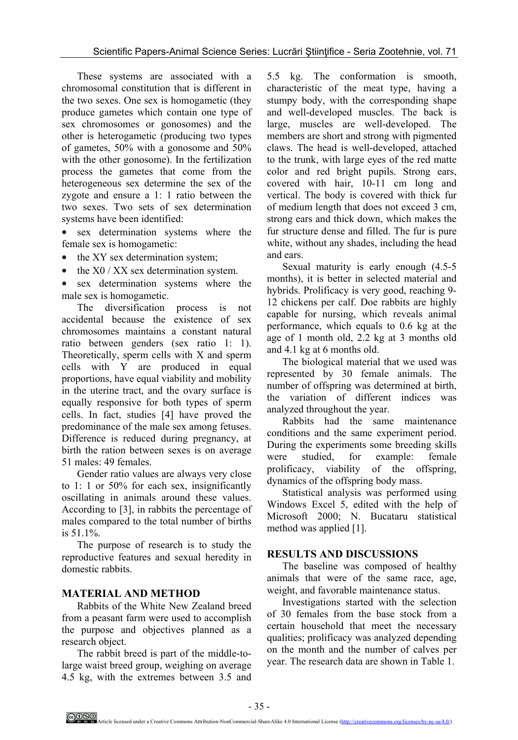These systems are associated with a chromosomal constitution that is different in the two sexes. One sex is homogametic (they produce gametes which contain one type of sex chromosomes or gonosomes) and the other is heterogametic (producing two types of gametes, 50% with a gonosome and 50% with the other gonosome). In the fertilization process the gametes that come from the heterogeneous sex determine the sex of the zygote and ensure a 1: 1 ratio between the two sexes. Two sets of sex determination systems have been identified:

- sex determination systems where the female sex is homogametic:
- the XY sex determination system;
- the X0 / XX sex determination system.
- sex determination systems where the male sex is homogametic.

The diversification process is not accidental because the existence of sex chromosomes maintains a constant natural ratio between genders (sex ratio 1: 1). Theoretically, sperm cells with X and sperm cells with Y are produced in equal proportions, have equal viability and mobility in the uterine tract, and the ovary surface is equally responsive for both types of sperm cells. In fact, studies [4] have proved the predominance of the male sex among fetuses. Difference is reduced during pregnancy, at birth the ration between sexes is on average 51 males: 49 females.

Gender ratio values are always very close to 1: 1 or 50% for each sex, insignificantly oscillating in animals around these values. According to [3], in rabbits the percentage of males compared to the total number of births is 51.1%.

The purpose of research is to study the reproductive features and sexual heredity in domestic rabbits.

## MATERIAL AND METHOD

Rabbits of the White New Zealand breed from a peasant farm were used to accomplish the purpose and objectives planned as a research object.

The rabbit breed is part of the middle-to-large waist breed group, weighing on average 4.5 kg, with the extremes between 3.5 and 5.5 kg. The conformation is smooth, characteristic of the meat type, having a stumpy body, with the corresponding shape and well-developed muscles. The back is large, muscles are well-developed. The members are short and strong with pigmented claws. The head is well-developed, attached to the trunk, with large eyes of the red matte color and red bright pupils. Strong ears, covered with hair, 10-11 cm long and vertical. The body is covered with thick fur of medium length that does not exceed 3 cm, strong ears and thick down, which makes the fur structure dense and filled. The fur is pure white, without any shades, including the head and ears.

Sexual maturity is early enough (4.5-5 months), it is better in selected material and hybrids. Prolificacy is very good, reaching 9-12 chickens per calf. Doe rabbits are highly capable for nursing, which reveals animal performance, which equals to 0.6 kg at the age of 1 month old, 2.2 kg at 3 months old and 4.1 kg at 6 months old.

The biological material that we used was represented by 30 female animals. The number of offspring was determined at birth, the variation of different indices was analyzed throughout the year.

Rabbits had the same maintenance conditions and the same experiment period. During the experiments some breeding skills were studied, for example: female prolificacy, viability of the offspring, dynamics of the offspring body mass.

Statistical analysis was performed using Windows Excel 5, edited with the help of Microsoft 2000; N. Bucataru statistical method was applied [1].

## RESULTS AND DISCUSSIONS

The baseline was composed of healthy animals that were of the same race, age, weight, and favorable maintenance status.

Investigations started with the selection of 30 females from the base stock from a certain household that meet the necessary qualities; prolificacy was analyzed depending on the month and the number of calves per year. The research data are shown in Table 1.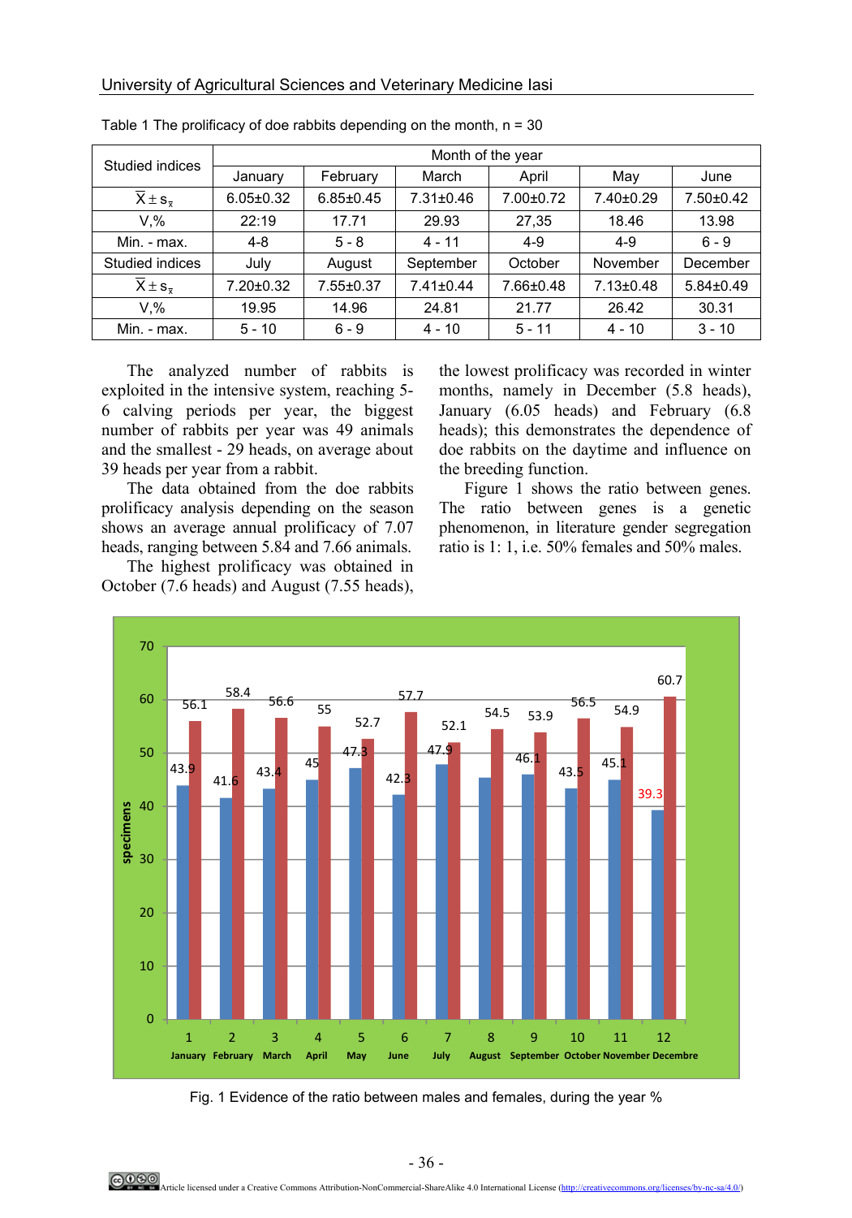Table 1 The prolificacy of doe rabbits depending on the month, n = 30

| Studied indices | Month of the year | | | | | |
|---|---|---|---|---|---|---|
| | January | February | March | April | May | June |
| $\bar{X} \pm s_{\bar{x}}$ | 6.05±0.32 | 6.85±0.45 | 7.31±0.46 | 7.00±0.72 | 7.40±0.29 | 7.50±0.42 |
| V,% | 22:19 | 17.71 | 29.93 | 27,35 | 18.46 | 13.98 |
| Min. - max. | 4-8 | 5 - 8 | 4 - 11 | 4-9 | 4-9 | 6 - 9 |
| Studied indices | July | August | September | October | November | December |
| $\bar{X} \pm s_{\bar{x}}$ | 7.20±0.32 | 7.55±0.37 | 7.41±0.44 | 7.66±0.48 | 7.13±0.48 | 5.84±0.49 |
| V,% | 19.95 | 14.96 | 24.81 | 21.77 | 26.42 | 30.31 |
| Min. - max. | 5 - 10 | 6 - 9 | 4 - 10 | 5 - 11 | 4 - 10 | 3 - 10 |

The analyzed number of rabbits is exploited in the intensive system, reaching 5-6 calving periods per year, the biggest number of rabbits per year was 49 animals and the smallest - 29 heads, on average about 39 heads per year from a rabbit.

The data obtained from the doe rabbits prolificacy analysis depending on the season shows an average annual prolificacy of 7.07 heads, ranging between 5.84 and 7.66 animals.

The highest prolificacy was obtained in October (7.6 heads) and August (7.55 heads), the lowest prolificacy was recorded in winter months, namely in December (5.8 heads), January (6.05 heads) and February (6.8 heads); this demonstrates the dependence of doe rabbits on the daytime and influence on the breeding function.

Figure 1 shows the ratio between genes. The ratio between genes is a genetic phenomenon, in literature gender segregation ratio is 1: 1, i.e. 50% females and 50% males.

Fig. 1 Evidence of the ratio between males and females, during the year %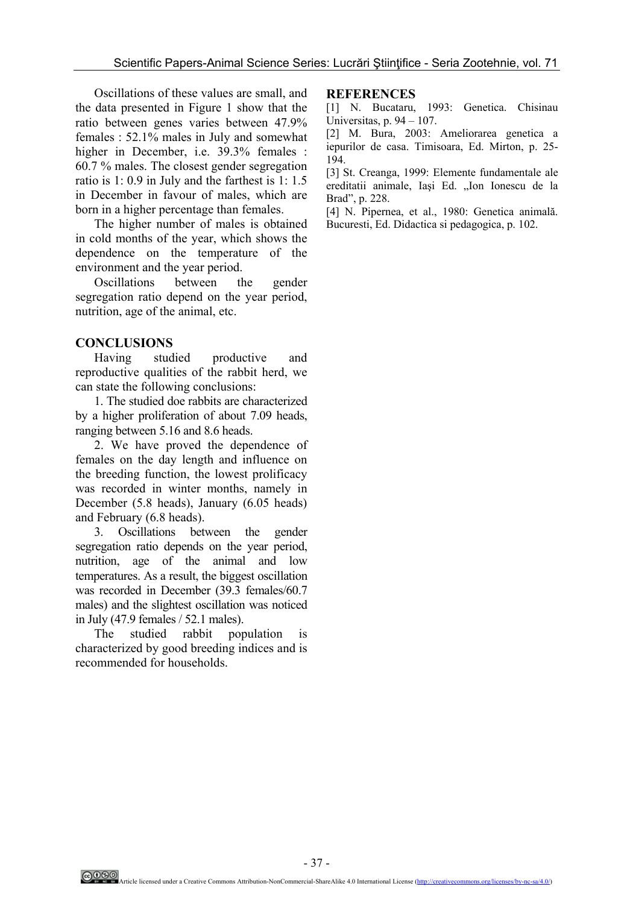Oscillations of these values are small, and the data presented in Figure 1 show that the ratio between genes varies between 47.9% females : 52.1% males in July and somewhat higher in December, i.e. 39.3% females : 60.7 % males. The closest gender segregation ratio is 1: 0.9 in July and the farthest is 1: 1.5 in December in favour of males, which are born in a higher percentage than females.

The higher number of males is obtained in cold months of the year, which shows the dependence on the temperature of the environment and the year period.

Oscillations between the gender segregation ratio depend on the year period, nutrition, age of the animal, etc.

## CONCLUSIONS

Having studied productive and reproductive qualities of the rabbit herd, we can state the following conclusions:

1. The studied doe rabbits are characterized by a higher proliferation of about 7.09 heads, ranging between 5.16 and 8.6 heads.

2. We have proved the dependence of females on the day length and influence on the breeding function, the lowest prolificacy was recorded in winter months, namely in December (5.8 heads), January (6.05 heads) and February (6.8 heads).

3. Oscillations between the gender segregation ratio depends on the year period, nutrition, age of the animal and low temperatures. As a result, the biggest oscillation was recorded in December (39.3 females/60.7 males) and the slightest oscillation was noticed in July (47.9 females / 52.1 males).

The studied rabbit population is characterized by good breeding indices and is recommended for households.

## REFERENCES

[1] N. Bucataru, 1993: Genetica. Chisinau Universitas, p. 94 – 107.

[2] M. Bura, 2003: Ameliorarea genetica a iepurilor de casa. Timisoara, Ed. Mirton, p. 25-194.

[3] St. Creanga, 1999: Elemente fundamentale ale ereditatii animale, Iaşi Ed. „Ion Ionescu de la Brad", p. 228.

[4] N. Pipernea, et al., 1980: Genetica animală. Bucuresti, Ed. Didactica si pedagogica, p. 102.

Article licensed under a Creative Commons Attribution-NonCommercial-ShareAlike 4.0 International License (http://creativecommons.org/licenses/by-nc-sa/4.0/)